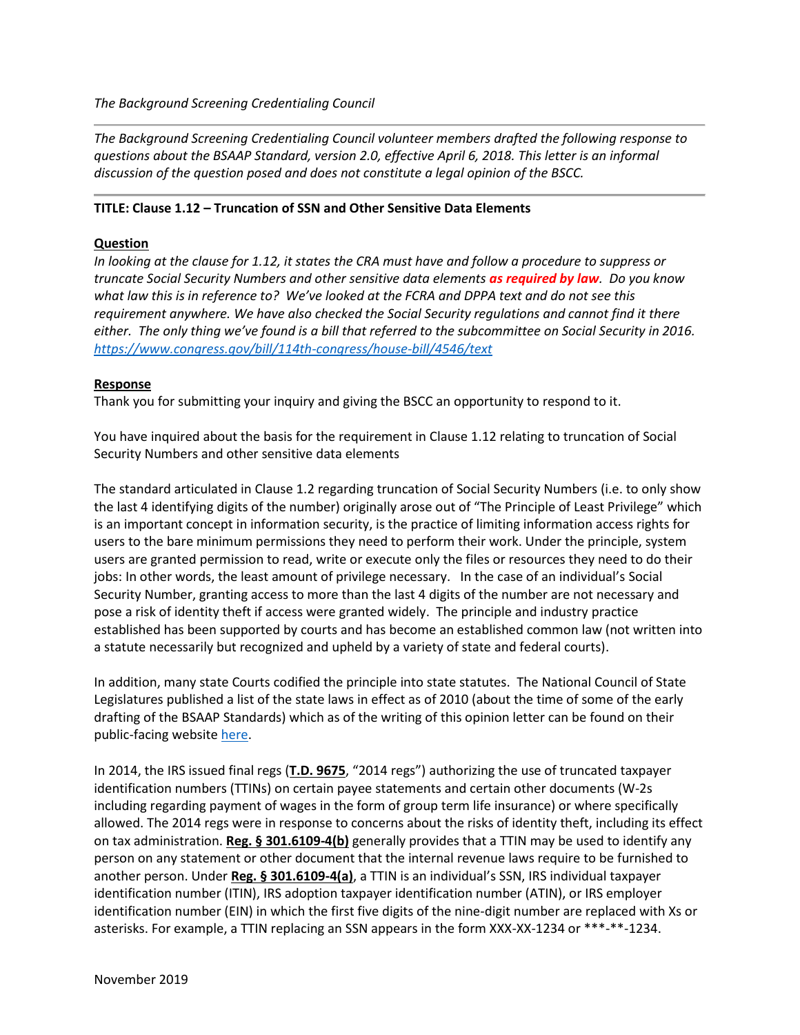*The Background Screening Credentialing Council*

*The Background Screening Credentialing Council volunteer members drafted the following response to questions about the BSAAP Standard, version 2.0, effective April 6, 2018. This letter is an informal discussion of the question posed and does not constitute a legal opinion of the BSCC.*

---

**TITLE: Clause 1.12 – Truncation of SSN and Other Sensitive Data Elements**

**Question**

*In looking at the clause for 1.12, it states the CRA must have and follow a procedure to suppress or truncate Social Security Numbers and other sensitive data elements* ***as required by law****. Do you know what law this is in reference to? We've looked at the FCRA and DPPA text and do not see this requirement anywhere. We have also checked the Social Security regulations and cannot find it there either. The only thing we've found is a bill that referred to the subcommittee on Social Security in 2016. https://www.congress.gov/bill/114th-congress/house-bill/4546/text*

**Response**

Thank you for submitting your inquiry and giving the BSCC an opportunity to respond to it.

You have inquired about the basis for the requirement in Clause 1.12 relating to truncation of Social Security Numbers and other sensitive data elements

The standard articulated in Clause 1.2 regarding truncation of Social Security Numbers (i.e. to only show the last 4 identifying digits of the number) originally arose out of "The Principle of Least Privilege" which is an important concept in information security, is the practice of limiting information access rights for users to the bare minimum permissions they need to perform their work. Under the principle, system users are granted permission to read, write or execute only the files or resources they need to do their jobs: In other words, the least amount of privilege necessary. In the case of an individual's Social Security Number, granting access to more than the last 4 digits of the number are not necessary and pose a risk of identity theft if access were granted widely. The principle and industry practice established has been supported by courts and has become an established common law (not written into a statute necessarily but recognized and upheld by a variety of state and federal courts).

In addition, many state Courts codified the principle into state statutes. The National Council of State Legislatures published a list of the state laws in effect as of 2010 (about the time of some of the early drafting of the BSAAP Standards) which as of the writing of this opinion letter can be found on their public-facing website here.

In 2014, the IRS issued final regs (**T.D. 9675**, "2014 regs") authorizing the use of truncated taxpayer identification numbers (TTINs) on certain payee statements and certain other documents (W-2s including regarding payment of wages in the form of group term life insurance) or where specifically allowed. The 2014 regs were in response to concerns about the risks of identity theft, including its effect on tax administration. **Reg. § 301.6109-4(b)** generally provides that a TTIN may be used to identify any person on any statement or other document that the internal revenue laws require to be furnished to another person. Under **Reg. § 301.6109-4(a)**, a TTIN is an individual's SSN, IRS individual taxpayer identification number (ITIN), IRS adoption taxpayer identification number (ATIN), or IRS employer identification number (EIN) in which the first five digits of the nine-digit number are replaced with Xs or asterisks. For example, a TTIN replacing an SSN appears in the form XXX-XX-1234 or ***-**-1234.

November 2019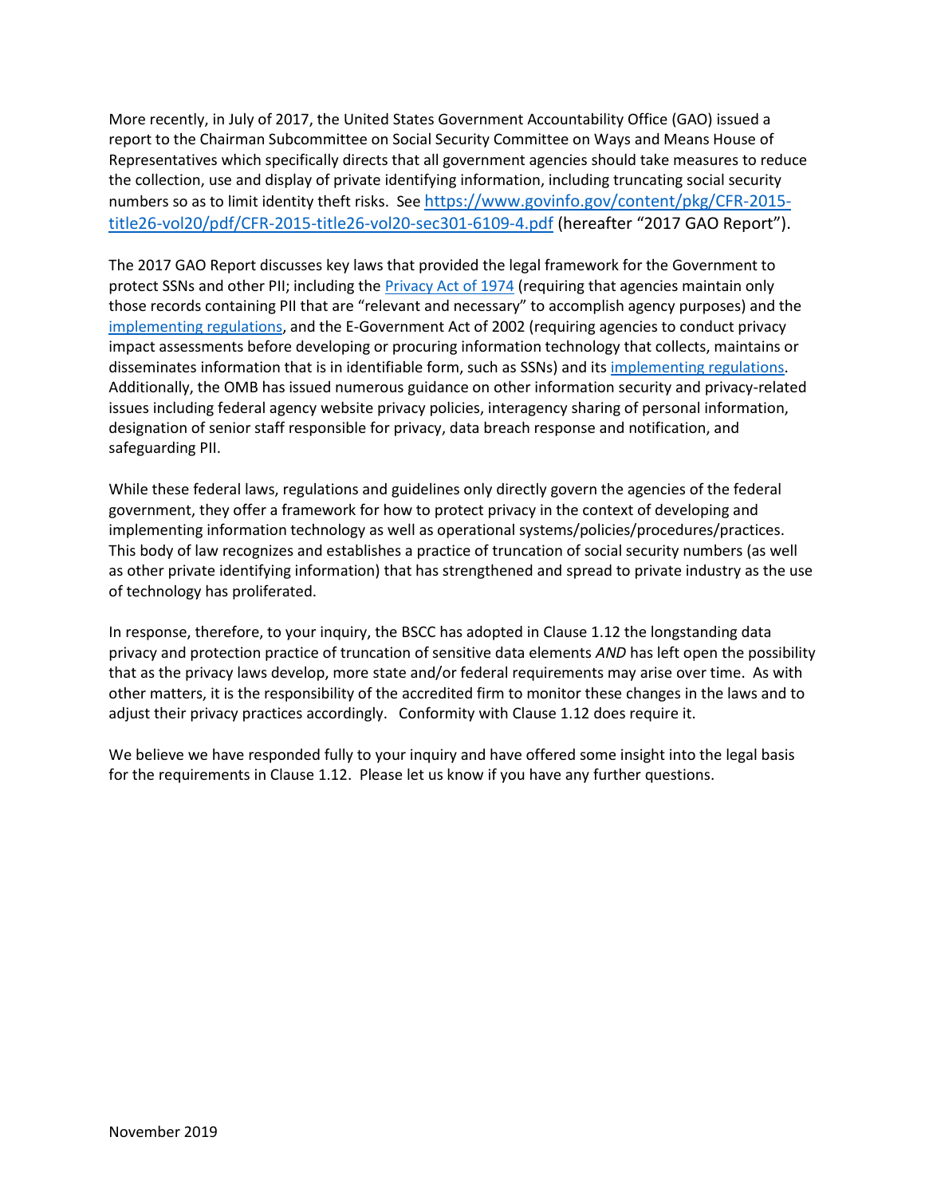More recently, in July of 2017, the United States Government Accountability Office (GAO) issued a report to the Chairman Subcommittee on Social Security Committee on Ways and Means House of Representatives which specifically directs that all government agencies should take measures to reduce the collection, use and display of private identifying information, including truncating social security numbers so as to limit identity theft risks. See [https://www.govinfo.gov/content/pkg/CFR-2015-title26-vol20/pdf/CFR-2015-title26-vol20-sec301-6109-4.pdf](https://www.govinfo.gov/content/pkg/CFR-2015-title26-vol20/pdf/CFR-2015-title26-vol20-sec301-6109-4.pdf) (hereafter "2017 GAO Report").

The 2017 GAO Report discusses key laws that provided the legal framework for the Government to protect SSNs and other PII; including the Privacy Act of 1974 (requiring that agencies maintain only those records containing PII that are "relevant and necessary" to accomplish agency purposes) and the implementing regulations, and the E-Government Act of 2002 (requiring agencies to conduct privacy impact assessments before developing or procuring information technology that collects, maintains or disseminates information that is in identifiable form, such as SSNs) and its implementing regulations. Additionally, the OMB has issued numerous guidance on other information security and privacy-related issues including federal agency website privacy policies, interagency sharing of personal information, designation of senior staff responsible for privacy, data breach response and notification, and safeguarding PII.

While these federal laws, regulations and guidelines only directly govern the agencies of the federal government, they offer a framework for how to protect privacy in the context of developing and implementing information technology as well as operational systems/policies/procedures/practices. This body of law recognizes and establishes a practice of truncation of social security numbers (as well as other private identifying information) that has strengthened and spread to private industry as the use of technology has proliferated.

In response, therefore, to your inquiry, the BSCC has adopted in Clause 1.12 the longstanding data privacy and protection practice of truncation of sensitive data elements *AND* has left open the possibility that as the privacy laws develop, more state and/or federal requirements may arise over time. As with other matters, it is the responsibility of the accredited firm to monitor these changes in the laws and to adjust their privacy practices accordingly. Conformity with Clause 1.12 does require it.

We believe we have responded fully to your inquiry and have offered some insight into the legal basis for the requirements in Clause 1.12. Please let us know if you have any further questions.

November 2019